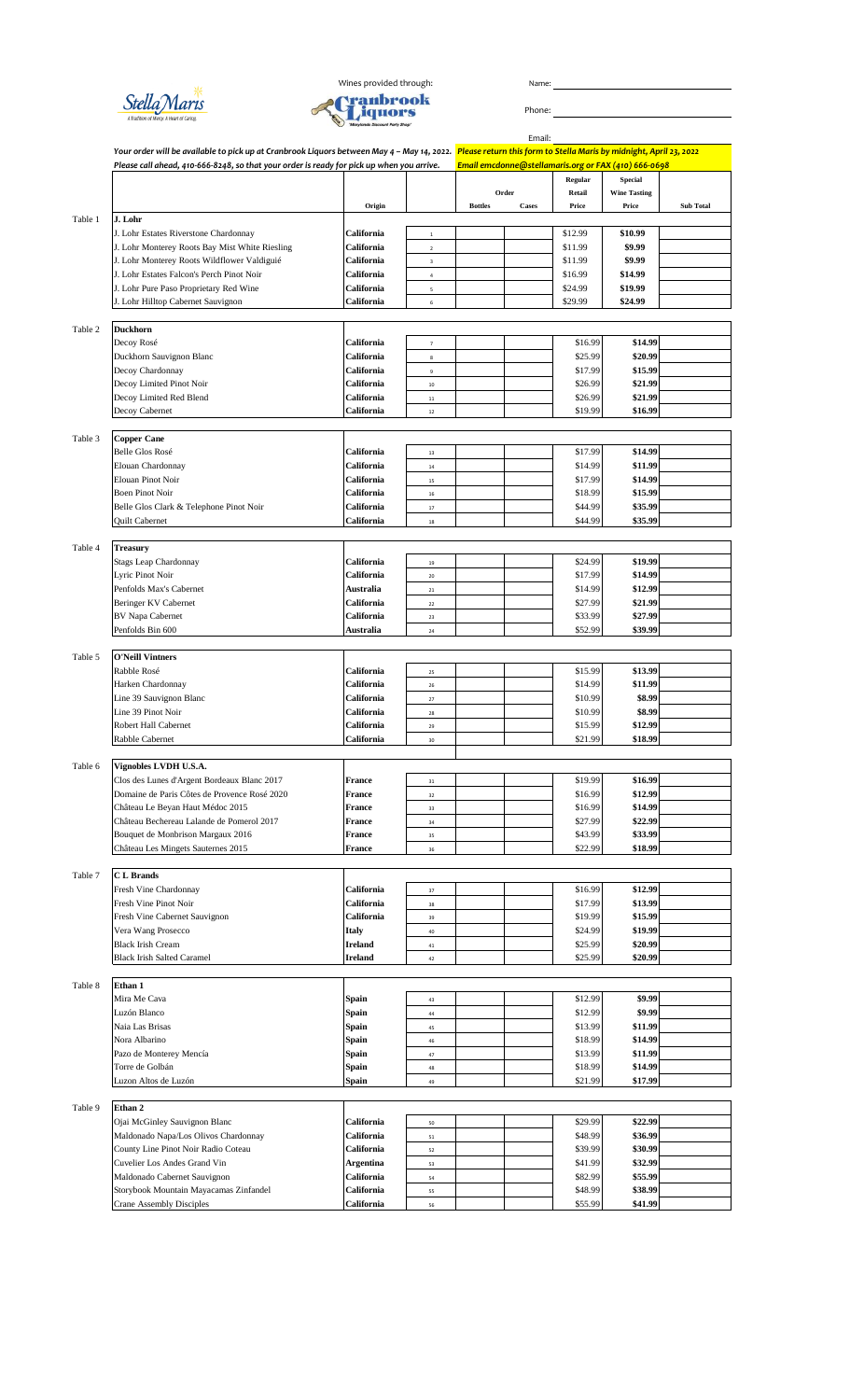Stella Maris — A Tradition of Mercy. A Heart of Caring.

Wines provided through: Cranbrook Liquors — "Marylands Discount Party Shop"

Name:

Phone:

Email:

*Your order will be available to pick up at Cranbrook Liquors between May 4 – May 14, 2022.* ***Please return this form to Stella Maris by midnight, April 23, 2022***

*Please call ahead, 410-666-8248, so that your order is ready for pick up when you arrive.* ***Email emcdonne@stellamaris.org or FAX (410) 666-0698***

| | | Origin | | Order Bottles | Order Cases | Regular Retail Price | Special Wine Tasting Price | Sub Total |
|---|---|---|---|---|---|---|---|---|
| Table 1 | **J. Lohr** | | | | | | | |
| | J. Lohr Estates Riverstone Chardonnay | **California** | 1 | | | $12.99 | **$10.99** | |
| | J. Lohr Monterey Roots Bay Mist White Riesling | **California** | 2 | | | $11.99 | **$9.99** | |
| | J. Lohr Monterey Roots Wildflower Valdiguié | **California** | 3 | | | $11.99 | **$9.99** | |
| | J. Lohr Estates Falcon's Perch Pinot Noir | **California** | 4 | | | $16.99 | **$14.99** | |
| | J. Lohr Pure Paso Proprietary Red Wine | **California** | 5 | | | $24.99 | **$19.99** | |
| | J. Lohr Hilltop Cabernet Sauvignon | **California** | 6 | | | $29.99 | **$24.99** | |
| Table 2 | **Duckhorn** | | | | | | | |
| | Decoy Rosé | **California** | 7 | | | $16.99 | **$14.99** | |
| | Duckhorn Sauvignon Blanc | **California** | 8 | | | $25.99 | **$20.99** | |
| | Decoy Chardonnay | **California** | 9 | | | $17.99 | **$15.99** | |
| | Decoy Limited Pinot Noir | **California** | 10 | | | $26.99 | **$21.99** | |
| | Decoy Limited Red Blend | **California** | 11 | | | $26.99 | **$21.99** | |
| | Decoy Cabernet | **California** | 12 | | | $19.99 | **$16.99** | |
| Table 3 | **Copper Cane** | | | | | | | |
| | Belle Glos Rosé | **California** | 13 | | | $17.99 | **$14.99** | |
| | Elouan Chardonnay | **California** | 14 | | | $14.99 | **$11.99** | |
| | Elouan Pinot Noir | **California** | 15 | | | $17.99 | **$14.99** | |
| | Boen Pinot Noir | **California** | 16 | | | $18.99 | **$15.99** | |
| | Belle Glos Clark & Telephone Pinot Noir | **California** | 17 | | | $44.99 | **$35.99** | |
| | Quilt Cabernet | **California** | 18 | | | $44.99 | **$35.99** | |
| Table 4 | **Treasury** | | | | | | | |
| | Stags Leap Chardonnay | **California** | 19 | | | $24.99 | **$19.99** | |
| | Lyric Pinot Noir | **California** | 20 | | | $17.99 | **$14.99** | |
| | Penfolds Max's Cabernet | **Australia** | 21 | | | $14.99 | **$12.99** | |
| | Beringer KV Cabernet | **California** | 22 | | | $27.99 | **$21.99** | |
| | BV Napa Cabernet | **California** | 23 | | | $33.99 | **$27.99** | |
| | Penfolds Bin 600 | **Australia** | 24 | | | $52.99 | **$39.99** | |
| Table 5 | **O'Neill Vintners** | | | | | | | |
| | Rabble Rosé | **California** | 25 | | | $15.99 | **$13.99** | |
| | Harken Chardonnay | **California** | 26 | | | $14.99 | **$11.99** | |
| | Line 39 Sauvignon Blanc | **California** | 27 | | | $10.99 | **$8.99** | |
| | Line 39 Pinot Noir | **California** | 28 | | | $10.99 | **$8.99** | |
| | Robert Hall Cabernet | **California** | 29 | | | $15.99 | **$12.99** | |
| | Rabble Cabernet | **California** | 30 | | | $21.99 | **$18.99** | |
| Table 6 | **Vignobles LVDH U.S.A.** | | | | | | | |
| | Clos des Lunes d'Argent Bordeaux Blanc 2017 | **France** | 31 | | | $19.99 | **$16.99** | |
| | Domaine de Paris Côtes de Provence Rosé 2020 | **France** | 32 | | | $16.99 | **$12.99** | |
| | Château Le Beyan Haut Médoc 2015 | **France** | 33 | | | $16.99 | **$14.99** | |
| | Château Bechereau Lalande de Pomerol 2017 | **France** | 34 | | | $27.99 | **$22.99** | |
| | Bouquet de Monbrison Margaux 2016 | **France** | 35 | | | $43.99 | **$33.99** | |
| | Château Les Mingets Sauternes 2015 | **France** | 36 | | | $22.99 | **$18.99** | |
| Table 7 | **C L Brands** | | | | | | | |
| | Fresh Vine Chardonnay | **California** | 37 | | | $16.99 | **$12.99** | |
| | Fresh Vine Pinot Noir | **California** | 38 | | | $17.99 | **$13.99** | |
| | Fresh Vine Cabernet Sauvignon | **California** | 39 | | | $19.99 | **$15.99** | |
| | Vera Wang Prosecco | **Italy** | 40 | | | $24.99 | **$19.99** | |
| | Black Irish Cream | **Ireland** | 41 | | | $25.99 | **$20.99** | |
| | Black Irish Salted Caramel | **Ireland** | 42 | | | $25.99 | **$20.99** | |
| Table 8 | **Ethan 1** | | | | | | | |
| | Mira Me Cava | **Spain** | 43 | | | $12.99 | **$9.99** | |
| | Luzón Blanco | **Spain** | 44 | | | $12.99 | **$9.99** | |
| | Naia Las Brisas | **Spain** | 45 | | | $13.99 | **$11.99** | |
| | Nora Albarino | **Spain** | 46 | | | $18.99 | **$14.99** | |
| | Pazo de Monterey Mencía | **Spain** | 47 | | | $13.99 | **$11.99** | |
| | Torre de Golbán | **Spain** | 48 | | | $18.99 | **$14.99** | |
| | Luzon Altos de Luzón | **Spain** | 49 | | | $21.99 | **$17.99** | |
| Table 9 | **Ethan 2** | | | | | | | |
| | Ojai McGinley Sauvignon Blanc | **California** | 50 | | | $29.99 | **$22.99** | |
| | Maldonado Napa/Los Olivos Chardonnay | **California** | 51 | | | $48.99 | **$36.99** | |
| | County Line Pinot Noir Radio Coteau | **California** | 52 | | | $39.99 | **$30.99** | |
| | Cuvelier Los Andes Grand Vin | **Argentina** | 53 | | | $41.99 | **$32.99** | |
| | Maldonado Cabernet Sauvignon | **California** | 54 | | | $82.99 | **$55.99** | |
| | Storybook Mountain Mayacamas Zinfandel | **California** | 55 | | | $48.99 | **$38.99** | |
| | Crane Assembly Disciples | **California** | 56 | | | $55.99 | **$41.99** | |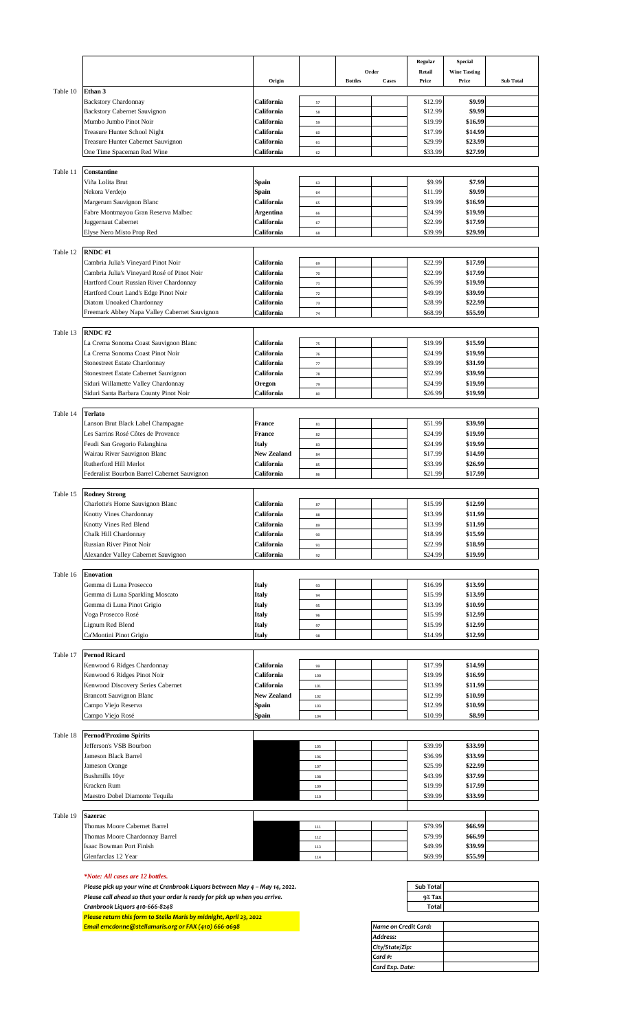| | | Origin | | Order Bottles | Cases | Regular Retail Price | Special Wine Tasting Price | Sub Total |
|---|---|---|---|---|---|---|---|---|
| Table 10 | **Ethan 3** | | | | | | | |
| | Backstory Chardonnay | **California** | 57 | | | $12.99 | **$9.99** | |
| | Backstory Cabernet Sauvignon | **California** | 58 | | | $12.99 | **$9.99** | |
| | Mumbo Jumbo Pinot Noir | **California** | 59 | | | $19.99 | **$16.99** | |
| | Treasure Hunter School Night | **California** | 60 | | | $17.99 | **$14.99** | |
| | Treasure Hunter Cabernet Sauvignon | **California** | 61 | | | $29.99 | **$23.99** | |
| | One Time Spaceman Red Wine | **California** | 62 | | | $33.99 | **$27.99** | |
| Table 11 | **Constantine** | | | | | | | |
| | Viña Lolita Brut | **Spain** | 63 | | | $9.99 | **$7.99** | |
| | Nekora Verdejo | **Spain** | 64 | | | $11.99 | **$9.99** | |
| | Margerum Sauvignon Blanc | **California** | 65 | | | $19.99 | **$16.99** | |
| | Fabre Montmayou Gran Reserva Malbec | **Argentina** | 66 | | | $24.99 | **$19.99** | |
| | Juggernaut Cabernet | **California** | 67 | | | $22.99 | **$17.99** | |
| | Elyse Nero Misto Prop Red | **California** | 68 | | | $39.99 | **$29.99** | |
| Table 12 | **RNDC #1** | | | | | | | |
| | Cambria Julia's Vineyard Pinot Noir | **California** | 69 | | | $22.99 | **$17.99** | |
| | Cambria Julia's Vineyard Rosé of Pinot Noir | **California** | 70 | | | $22.99 | **$17.99** | |
| | Hartford Court Russian River Chardonnay | **California** | 71 | | | $26.99 | **$19.99** | |
| | Hartford Court Land's Edge Pinot Noir | **California** | 72 | | | $49.99 | **$39.99** | |
| | Diatom Unoaked Chardonnay | **California** | 73 | | | $28.99 | **$22.99** | |
| | Freemark Abbey Napa Valley Cabernet Sauvignon | **California** | 74 | | | $68.99 | **$55.99** | |
| Table 13 | **RNDC #2** | | | | | | | |
| | La Crema Sonoma Coast Sauvignon Blanc | **California** | 75 | | | $19.99 | **$15.99** | |
| | La Crema Sonoma Coast Pinot Noir | **California** | 76 | | | $24.99 | **$19.99** | |
| | Stonestreet Estate Chardonnay | **California** | 77 | | | $39.99 | **$31.99** | |
| | Stonestreet Estate Cabernet Sauvignon | **California** | 78 | | | $52.99 | **$39.99** | |
| | Siduri Willamette Valley Chardonnay | **Oregon** | 79 | | | $24.99 | **$19.99** | |
| | Siduri Santa Barbara County Pinot Noir | **California** | 80 | | | $26.99 | **$19.99** | |
| Table 14 | **Terlato** | | | | | | | |
| | Lanson Brut Black Label Champagne | **France** | 81 | | | $51.99 | **$39.99** | |
| | Les Sarrins Rosé Côtes de Provence | **France** | 82 | | | $24.99 | **$19.99** | |
| | Feudi San Gregorio Falanghina | **Italy** | 83 | | | $24.99 | **$19.99** | |
| | Wairau River Sauvignon Blanc | **New Zealand** | 84 | | | $17.99 | **$14.99** | |
| | Rutherford Hill Merlot | **California** | 85 | | | $33.99 | **$26.99** | |
| | Federalist Bourbon Barrel Cabernet Sauvignon | **California** | 86 | | | $21.99 | **$17.99** | |
| Table 15 | **Rodney Strong** | | | | | | | |
| | Charlotte's Home Sauvignon Blanc | **California** | 87 | | | $15.99 | **$12.99** | |
| | Knotty Vines Chardonnay | **California** | 88 | | | $13.99 | **$11.99** | |
| | Knotty Vines Red Blend | **California** | 89 | | | $13.99 | **$11.99** | |
| | Chalk Hill Chardonnay | **California** | 90 | | | $18.99 | **$15.99** | |
| | Russian River Pinot Noir | **California** | 91 | | | $22.99 | **$18.99** | |
| | Alexander Valley Cabernet Sauvignon | **California** | 92 | | | $24.99 | **$19.99** | |
| Table 16 | **Enovation** | | | | | | | |
| | Gemma di Luna Prosecco | **Italy** | 93 | | | $16.99 | **$13.99** | |
| | Gemma di Luna Sparkling Moscato | **Italy** | 94 | | | $15.99 | **$13.99** | |
| | Gemma di Luna Pinot Grigio | **Italy** | 95 | | | $13.99 | **$10.99** | |
| | Voga Prosecco Rosé | **Italy** | 96 | | | $15.99 | **$12.99** | |
| | Lignum Red Blend | **Italy** | 97 | | | $15.99 | **$12.99** | |
| | Ca'Montini Pinot Grigio | **Italy** | 98 | | | $14.99 | **$12.99** | |
| Table 17 | **Pernod Ricard** | | | | | | | |
| | Kenwood 6 Ridges Chardonnay | **California** | 99 | | | $17.99 | **$14.99** | |
| | Kenwood 6 Ridges Pinot Noir | **California** | 100 | | | $19.99 | **$16.99** | |
| | Kenwood Discovery Series Cabernet | **California** | 101 | | | $13.99 | **$11.99** | |
| | Brancott Sauvignon Blanc | **New Zealand** | 102 | | | $12.99 | **$10.99** | |
| | Campo Viejo Reserva | **Spain** | 103 | | | $12.99 | **$10.99** | |
| | Campo Viejo Rosé | **Spain** | 104 | | | $10.99 | **$8.99** | |
| Table 18 | **Pernod/Proximo Spirits** | | | | | | | |
| | Jefferson's VSB Bourbon | | 105 | | | $39.99 | **$33.99** | |
| | Jameson Black Barrel | | 106 | | | $36.99 | **$33.99** | |
| | Jameson Orange | | 107 | | | $25.99 | **$22.99** | |
| | Bushmills 10yr | | 108 | | | $43.99 | **$37.99** | |
| | Kracken Rum | | 109 | | | $19.99 | **$17.99** | |
| | Maestro Dobel Diamonte Tequila | | 110 | | | $39.99 | **$33.99** | |
| Table 19 | **Sazerac** | | | | | | | |
| | Thomas Moore Cabernet Barrel | | 111 | | | $79.99 | **$66.99** | |
| | Thomas Moore Chardonnay Barrel | | 112 | | | $79.99 | **$66.99** | |
| | Isaac Bowman Port Finish | | 113 | | | $49.99 | **$39.99** | |
| | Glenfarclas 12 Year | | 114 | | | $69.99 | **$55.99** | |

***Note: All cases are 12 bottles.***

*Please pick up your wine at Cranbrook Liquors between May 4 – May 14, 2022.*
*Please call ahead so that your order is ready for pick up when you arrive.*
*Cranbrook Liquors 410-666-8248*
*Please return this form to Stella Maris by midnight, April 23, 2022*
*Email emcdonne@stellamaris.org or FAX (410) 666-0698*

| | |
|---|---|
| Sub Total | |
| 9% Tax | |
| Total | |

| | |
|---|---|
| Name on Credit Card: | |
| Address: | |
| City/State/Zip: | |
| Card #: | |
| Card Exp. Date: | |